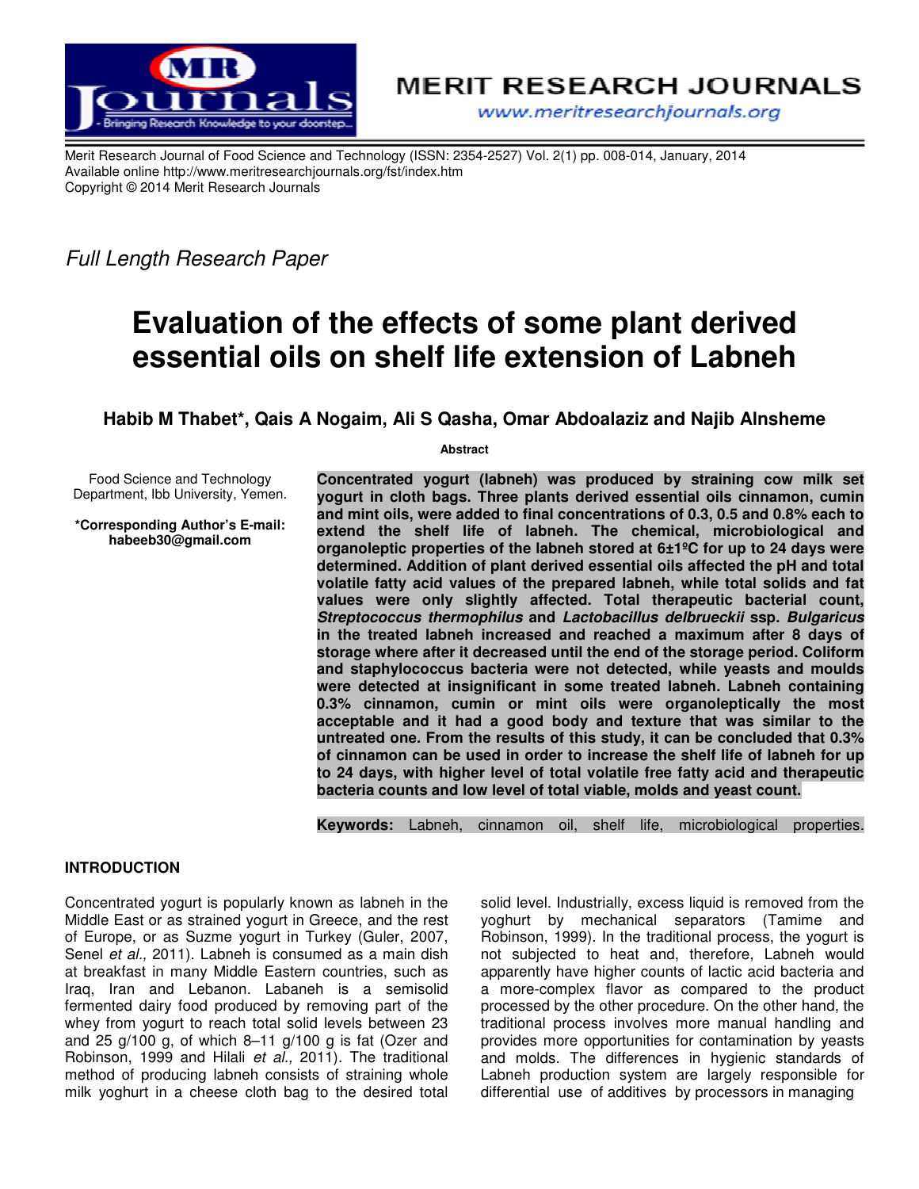Merit Research Journal of Food Science and Technology (ISSN: 2354-2527) Vol. 2(1) pp. 008-014, January, 2014
Available online http://www.meritresearchjournals.org/fst/index.htm
Copyright © 2014 Merit Research Journals

*Full Length Research Paper*

# Evaluation of the effects of some plant derived essential oils on shelf life extension of Labneh

**Habib M Thabet\*, Qais A Nogaim, Ali S Qasha, Omar Abdoalaziz and Najib Alnsheme**

Food Science and Technology Department, Ibb University, Yemen.

**\*Corresponding Author's E-mail: habeeb30@gmail.com**

**Abstract**

**Concentrated yogurt (labneh) was produced by straining cow milk set yogurt in cloth bags. Three plants derived essential oils cinnamon, cumin and mint oils, were added to final concentrations of 0.3, 0.5 and 0.8% each to extend the shelf life of labneh. The chemical, microbiological and organoleptic properties of the labneh stored at 6±1ºC for up to 24 days were determined. Addition of plant derived essential oils affected the pH and total volatile fatty acid values of the prepared labneh, while total solids and fat values were only slightly affected. Total therapeutic bacterial count, *Streptococcus thermophilus* and *Lactobacillus delbrueckii* ssp. *Bulgaricus* in the treated labneh increased and reached a maximum after 8 days of storage where after it decreased until the end of the storage period. Coliform and staphylococcus bacteria were not detected, while yeasts and moulds were detected at insignificant in some treated labneh. Labneh containing 0.3% cinnamon, cumin or mint oils were organoleptically the most acceptable and it had a good body and texture that was similar to the untreated one. From the results of this study, it can be concluded that 0.3% of cinnamon can be used in order to increase the shelf life of labneh for up to 24 days, with higher level of total volatile free fatty acid and therapeutic bacteria counts and low level of total viable, molds and yeast count.**

**Keywords:** Labneh, cinnamon oil, shelf life, microbiological properties.

## INTRODUCTION

Concentrated yogurt is popularly known as labneh in the Middle East or as strained yogurt in Greece, and the rest of Europe, or as Suzme yogurt in Turkey (Guler, 2007, Senel *et al.,* 2011). Labneh is consumed as a main dish at breakfast in many Middle Eastern countries, such as Iraq, Iran and Lebanon. Labaneh is a semisolid fermented dairy food produced by removing part of the whey from yogurt to reach total solid levels between 23 and 25 g/100 g, of which 8–11 g/100 g is fat (Ozer and Robinson, 1999 and Hilali *et al.,* 2011). The traditional method of producing labneh consists of straining whole milk yoghurt in a cheese cloth bag to the desired total solid level. Industrially, excess liquid is removed from the yoghurt by mechanical separators (Tamime and Robinson, 1999). In the traditional process, the yogurt is not subjected to heat and, therefore, Labneh would apparently have higher counts of lactic acid bacteria and a more-complex flavor as compared to the product processed by the other procedure. On the other hand, the traditional process involves more manual handling and provides more opportunities for contamination by yeasts and molds. The differences in hygienic standards of Labneh production system are largely responsible for differential use of additives by processors in managing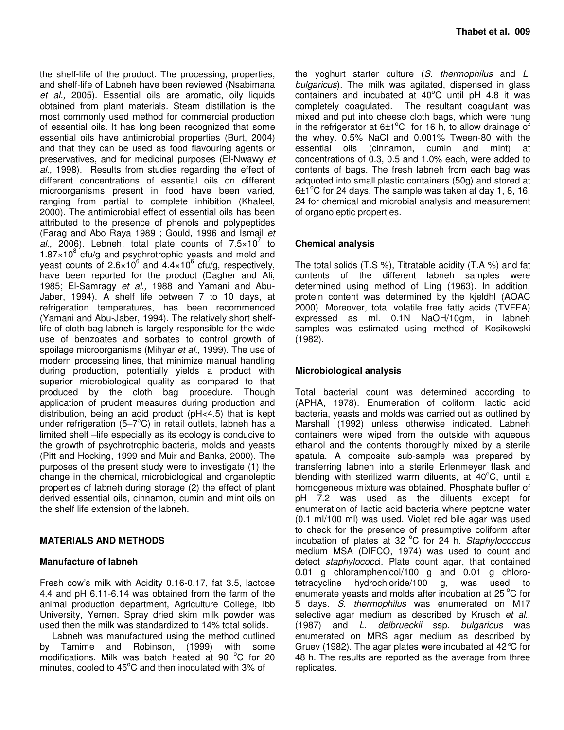the shelf-life of the product. The processing, properties, and shelf-life of Labneh have been reviewed (Nsabimana *et al.,* 2005). Essential oils are aromatic, oily liquids obtained from plant materials. Steam distillation is the most commonly used method for commercial production of essential oils. It has long been recognized that some essential oils have antimicrobial properties (Burt, 2004) and that they can be used as food flavouring agents or preservatives, and for medicinal purposes (El-Nwawy *et al.,* 1998). Results from studies regarding the effect of different concentrations of essential oils on different microorganisms present in food have been varied, ranging from partial to complete inhibition (Khaleel, 2000). The antimicrobial effect of essential oils has been attributed to the presence of phenols and polypeptides (Farag and Abo Raya 1989 ; Gould, 1996 and Ismail *et al.,* 2006). Lebneh, total plate counts of $7.5{\times}10^7$ to $1.87{\times}10^8$ cfu/g and psychrotrophic yeasts and mold and yeast counts of $2.6{\times}10^6$ and $4.4{\times}10^6$ cfu/g, respectively, have been reported for the product (Dagher and Ali, 1985; El-Samragy *et al.,* 1988 and Yamani and Abu-Jaber, 1994). A shelf life between 7 to 10 days, at refrigeration temperatures, has been recommended (Yamani and Abu-Jaber, 1994). The relatively short shelf-life of cloth bag labneh is largely responsible for the wide use of benzoates and sorbates to control growth of spoilage microorganisms (Mihyar *et al.,* 1999). The use of modern processing lines, that minimize manual handling during production, potentially yields a product with superior microbiological quality as compared to that produced by the cloth bag procedure. Though application of prudent measures during production and distribution, being an acid product (pH<4.5) that is kept under refrigeration (5–7°C) in retail outlets, labneh has a limited shelf –life especially as its ecology is conducive to the growth of psychrotrophic bacteria, molds and yeasts (Pitt and Hocking, 1999 and Muir and Banks, 2000). The purposes of the present study were to investigate (1) the change in the chemical, microbiological and organoleptic properties of labneh during storage (2) the effect of plant derived essential oils, cinnamon, cumin and mint oils on the shelf life extension of the labneh.

## MATERIALS AND METHODS

### Manufacture of labneh

Fresh cow's milk with Acidity 0.16-0.17, fat 3.5, lactose 4.4 and pH 6.11-6.14 was obtained from the farm of the animal production department, Agriculture College, Ibb University, Yemen. Spray dried skim milk powder was used then the milk was standardized to 14% total solids.

Labneh was manufactured using the method outlined by Tamime and Robinson, (1999) with some modifications. Milk was batch heated at 90 °C for 20 minutes, cooled to 45°C and then inoculated with 3% of the yoghurt starter culture (*S. thermophilus* and *L. bulgaricus*). The milk was agitated, dispensed in glass containers and incubated at 40°C until pH 4.8 it was completely coagulated. The resultant coagulant was mixed and put into cheese cloth bags, which were hung in the refrigerator at 6±1°C for 16 h, to allow drainage of the whey. 0.5% NaCl and 0.001% Tween-80 with the essential oils (cinnamon, cumin and mint) at concentrations of 0.3, 0.5 and 1.0% each, were added to contents of bags. The fresh labneh from each bag was adquoted into small plastic containers (50g) and stored at 6±1°C for 24 days. The sample was taken at day 1, 8, 16, 24 for chemical and microbial analysis and measurement of organoleptic properties.

### Chemical analysis

The total solids (T.S %), Titratable acidity (T.A %) and fat contents of the different labneh samples were determined using method of Ling (1963). In addition, protein content was determined by the kjeldhl (AOAC 2000). Moreover, total volatile free fatty acids (TVFFA) expressed as ml. 0.1N NaOH/10gm, in labneh samples was estimated using method of Kosikowski (1982).

### Microbiological analysis

Total bacterial count was determined according to (APHA, 1978). Enumeration of coliform, lactic acid bacteria, yeasts and molds was carried out as outlined by Marshall (1992) unless otherwise indicated. Labneh containers were wiped from the outside with aqueous ethanol and the contents thoroughly mixed by a sterile spatula. A composite sub-sample was prepared by transferring labneh into a sterile Erlenmeyer flask and blending with sterilized warm diluents, at 40°C, until a homogeneous mixture was obtained. Phosphate buffer of pH 7.2 was used as the diluents except for enumeration of lactic acid bacteria where peptone water (0.1 ml/100 ml) was used. Violet red bile agar was used to check for the presence of presumptive coliform after incubation of plates at 32 °C for 24 h. *Staphylococcus* medium MSA (DIFCO, 1974) was used to count and detect *staphylococci*. Plate count agar, that contained 0.01 g chloramphenicol/100 g and 0.01 g chloro-tetracycline hydrochloride/100 g, was used to enumerate yeasts and molds after incubation at 25 °C for 5 days. *S. thermophilus* was enumerated on M17 selective agar medium as described by Krusch *et al*., (1987) and *L. delbrueckii* ssp. *bulgaricus* was enumerated on MRS agar medium as described by Gruev (1982). The agar plates were incubated at 42°C for 48 h. The results are reported as the average from three replicates.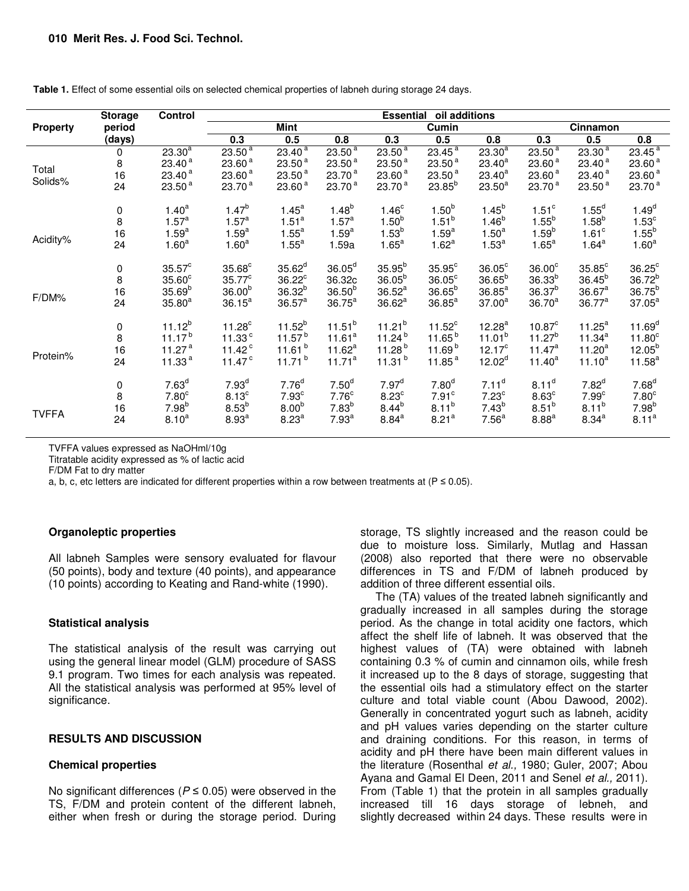**Table 1.** Effect of some essential oils on selected chemical properties of labneh during storage 24 days.

| Property | Storage period (days) | Control | Essential oil additions | | | | | | | | |
|---|---|---|---|---|---|---|---|---|---|---|---|
| | | | Mint | | | Cumin | | | Cinnamon | | |
| | | | 0.3 | 0.5 | 0.8 | 0.3 | 0.5 | 0.8 | 0.3 | 0.5 | 0.8 |
| Total Solids% | 0 | 23.30$^{a}$ | 23.50$^{a}$ | 23.40$^{a}$ | 23.50$^{a}$ | 23.50$^{a}$ | 23.45$^{a}$ | 23.30$^{a}$ | 23.50$^{a}$ | 23.30$^{a}$ | 23.45$^{a}$ |
| | 8 | 23.40$^{a}$ | 23.60$^{a}$ | 23.50$^{a}$ | 23.50$^{a}$ | 23.50$^{a}$ | 23.50$^{a}$ | 23.40$^{a}$ | 23.60$^{a}$ | 23.40$^{a}$ | 23.60$^{a}$ |
| | 16 | 23.40$^{a}$ | 23.60$^{a}$ | 23.50$^{a}$ | 23.70$^{a}$ | 23.60$^{a}$ | 23.50$^{a}$ | 23.40$^{a}$ | 23.60$^{a}$ | 23.40$^{a}$ | 23.60$^{a}$ |
| | 24 | 23.50$^{a}$ | 23.70$^{a}$ | 23.60$^{a}$ | 23.70$^{a}$ | 23.70$^{a}$ | 23.85$^{b}$ | 23.50$^{a}$ | 23.70$^{a}$ | 23.50$^{a}$ | 23.70$^{a}$ |
| Acidity% | 0 | 1.40$^{a}$ | 1.47$^{b}$ | 1.45$^{a}$ | 1.48$^{b}$ | 1.46$^{c}$ | 1.50$^{b}$ | 1.45$^{b}$ | 1.51$^{c}$ | 1.55$^{d}$ | 1.49$^{d}$ |
| | 8 | 1.57$^{a}$ | 1.57$^{a}$ | 1.51$^{a}$ | 1.57$^{a}$ | 1.50$^{b}$ | 1.51$^{b}$ | 1.46$^{b}$ | 1.55$^{b}$ | 1.58$^{b}$ | 1.53$^{c}$ |
| | 16 | 1.59$^{a}$ | 1.59$^{a}$ | 1.55$^{a}$ | 1.59$^{a}$ | 1.53$^{b}$ | 1.59$^{a}$ | 1.50$^{a}$ | 1.59$^{b}$ | 1.61$^{c}$ | 1.55$^{b}$ |
| | 24 | 1.60$^{a}$ | 1.60$^{a}$ | 1.55$^{a}$ | 1.59a | 1.65$^{a}$ | 1.62$^{a}$ | 1.53$^{a}$ | 1.65$^{a}$ | 1.64$^{a}$ | 1.60$^{a}$ |
| F/DM% | 0 | 35.57$^{c}$ | 35.68$^{c}$ | 35.62$^{d}$ | 36.05$^{d}$ | 35.95$^{b}$ | 35.95$^{c}$ | 36.05$^{c}$ | 36.00$^{c}$ | 35.85$^{c}$ | 36.25$^{c}$ |
| | 8 | 35.60$^{c}$ | 35.77$^{c}$ | 36.22$^{c}$ | 36.32c | 36.05$^{b}$ | 36.05$^{c}$ | 36.65$^{b}$ | 36.33$^{b}$ | 36.45$^{b}$ | 36.72$^{b}$ |
| | 16 | 35.69$^{b}$ | 36.00$^{b}$ | 36.32$^{b}$ | 36.50$^{b}$ | 36.52$^{a}$ | 36.65$^{b}$ | 36.85$^{a}$ | 36.37$^{b}$ | 36.67$^{a}$ | 36.75$^{b}$ |
| | 24 | 35.80$^{a}$ | 36.15$^{a}$ | 36.57$^{a}$ | 36.75$^{a}$ | 36.62$^{a}$ | 36.85$^{a}$ | 37.00$^{a}$ | 36.70$^{a}$ | 36.77$^{a}$ | 37.05$^{a}$ |
| Protein% | 0 | 11.12$^{b}$ | 11.28$^{c}$ | 11.52$^{b}$ | 11.51$^{b}$ | 11.21$^{b}$ | 11.52$^{c}$ | 12.28$^{a}$ | 10.87$^{c}$ | 11.25$^{a}$ | 11.69$^{d}$ |
| | 8 | 11.17$^{b}$ | 11.33$^{c}$ | 11.57$^{b}$ | 11.61$^{a}$ | 11.24$^{b}$ | 11.65$^{b}$ | 11.01$^{b}$ | 11.27$^{b}$ | 11.34$^{a}$ | 11.80$^{c}$ |
| | 16 | 11.27$^{a}$ | 11.42$^{c}$ | 11.61$^{b}$ | 11.62$^{a}$ | 11.28$^{b}$ | 11.69$^{b}$ | 12.17$^{c}$ | 11.47$^{a}$ | 11.20$^{a}$ | 12.05$^{b}$ |
| | 24 | 11.33$^{a}$ | 11.47$^{c}$ | 11.71$^{b}$ | 11.71$^{a}$ | 11.31$^{b}$ | 11.85$^{a}$ | 12.02$^{d}$ | 11.40$^{a}$ | 11.10$^{a}$ | 11.58$^{a}$ |
| TVFFA | 0 | 7.63$^{d}$ | 7.93$^{d}$ | 7.76$^{d}$ | 7.50$^{d}$ | 7.97$^{d}$ | 7.80$^{d}$ | 7.11$^{d}$ | 8.11$^{d}$ | 7.82$^{d}$ | 7.68$^{d}$ |
| | 8 | 7.80$^{c}$ | 8.13$^{c}$ | 7.93$^{c}$ | 7.76$^{c}$ | 8.23$^{c}$ | 7.91$^{c}$ | 7.23$^{c}$ | 8.63$^{c}$ | 7.99$^{c}$ | 7.80$^{c}$ |
| | 16 | 7.98$^{b}$ | 8.53$^{b}$ | 8.00$^{b}$ | 7.83$^{b}$ | 8.44$^{b}$ | 8.11$^{b}$ | 7.43$^{b}$ | 8.51$^{b}$ | 8.11$^{b}$ | 7.98$^{b}$ |
| | 24 | 8.10$^{a}$ | 8.93$^{a}$ | 8.23$^{a}$ | 7.93$^{a}$ | 8.84$^{a}$ | 8.21$^{a}$ | 7.56$^{a}$ | 8.88$^{a}$ | 8.34$^{a}$ | 8.11$^{a}$ |

TVFFA values expressed as NaOHml/10g
Titratable acidity expressed as % of lactic acid
F/DM Fat to dry matter
a, b, c, etc letters are indicated for different properties within a row between treatments at ($P \leq 0.05$).

### Organoleptic properties

All labneh Samples were sensory evaluated for flavour (50 points), body and texture (40 points), and appearance (10 points) according to Keating and Rand-white (1990).

### Statistical analysis

The statistical analysis of the result was carrying out using the general linear model (GLM) procedure of SASS 9.1 program. Two times for each analysis was repeated. All the statistical analysis was performed at 95% level of significance.

## RESULTS AND DISCUSSION

### Chemical properties

No significant differences ($P \leq 0.05$) were observed in the TS, F/DM and protein content of the different labneh, either when fresh or during the storage period. During storage, TS slightly increased and the reason could be due to moisture loss. Similarly, Mutlag and Hassan (2008) also reported that there were no observable differences in TS and F/DM of labneh produced by addition of three different essential oils.

The (TA) values of the treated labneh significantly and gradually increased in all samples during the storage period. As the change in total acidity one factors, which affect the shelf life of labneh. It was observed that the highest values of (TA) were obtained with labneh containing 0.3 % of cumin and cinnamon oils, while fresh it increased up to the 8 days of storage, suggesting that the essential oils had a stimulatory effect on the starter culture and total viable count (Abou Dawood, 2002). Generally in concentrated yogurt such as labneh, acidity and pH values varies depending on the starter culture and draining conditions. For this reason, in terms of acidity and pH there have been main different values in the literature (Rosenthal *et al.,* 1980; Guler, 2007; Abou Ayana and Gamal El Deen, 2011 and Senel *et al.,* 2011). From (Table 1) that the protein in all samples gradually increased till 16 days storage of lebneh, and slightly decreased within 24 days. These results were in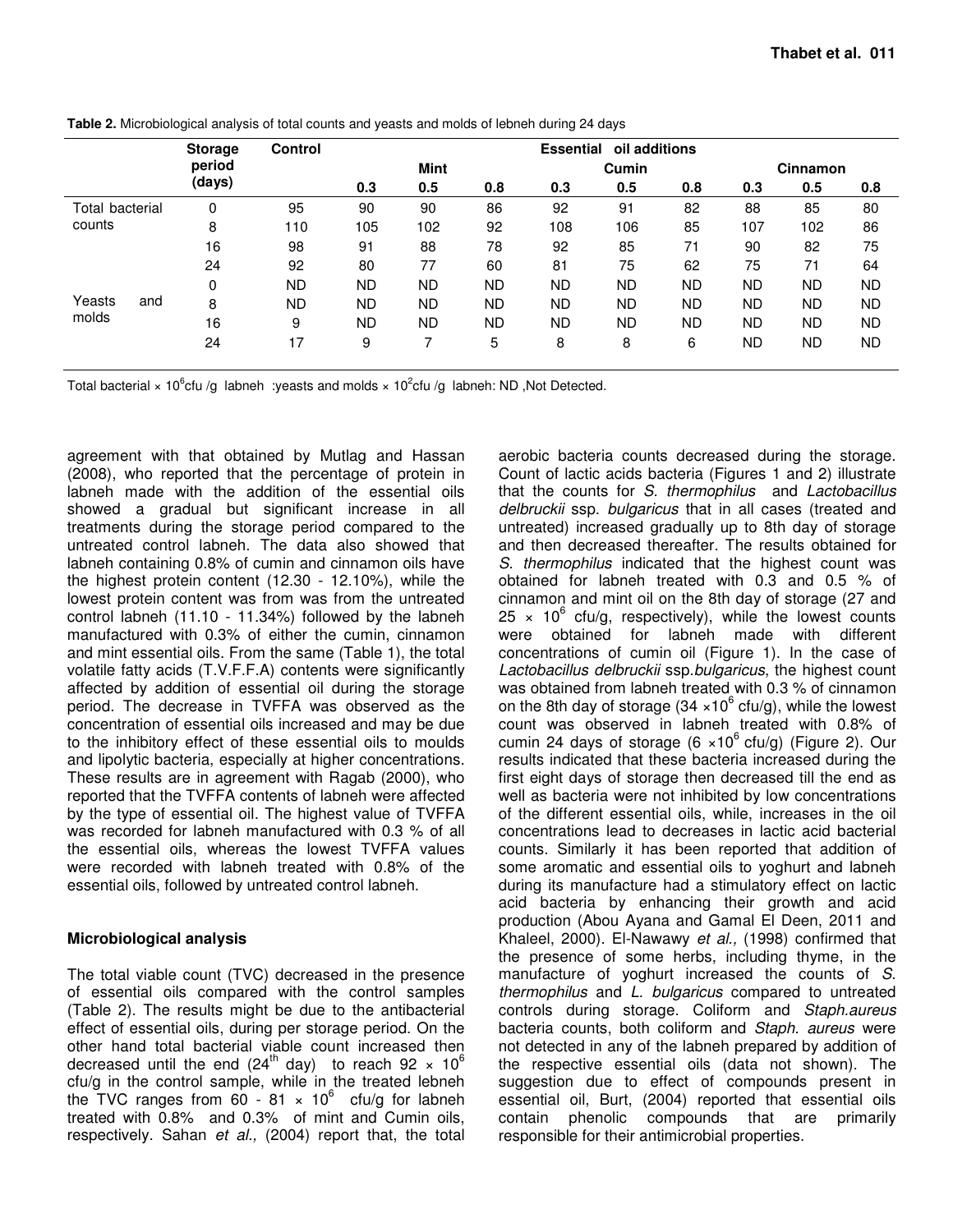**Table 2.** Microbiological analysis of total counts and yeasts and molds of lebneh during 24 days

| | Storage period (days) | Control | Essential oil additions | | | | | | | | |
|---|---|---|---|---|---|---|---|---|---|---|---|
| | | | Mint | | | Cumin | | | Cinnamon | | |
| | | | 0.3 | 0.5 | 0.8 | 0.3 | 0.5 | 0.8 | 0.3 | 0.5 | 0.8 |
| Total bacterial counts | 0 | 95 | 90 | 90 | 86 | 92 | 91 | 82 | 88 | 85 | 80 |
| | 8 | 110 | 105 | 102 | 92 | 108 | 106 | 85 | 107 | 102 | 86 |
| | 16 | 98 | 91 | 88 | 78 | 92 | 85 | 71 | 90 | 82 | 75 |
| | 24 | 92 | 80 | 77 | 60 | 81 | 75 | 62 | 75 | 71 | 64 |
| Yeasts and molds | 0 | ND | ND | ND | ND | ND | ND | ND | ND | ND | ND |
| | 8 | ND | ND | ND | ND | ND | ND | ND | ND | ND | ND |
| | 16 | 9 | ND | ND | ND | ND | ND | ND | ND | ND | ND |
| | 24 | 17 | 9 | 7 | 5 | 8 | 8 | 6 | ND | ND | ND |

Total bacterial × $10^6$cfu /g labneh :yeasts and molds × $10^2$cfu /g labneh: ND ,Not Detected.

agreement with that obtained by Mutlag and Hassan (2008), who reported that the percentage of protein in labneh made with the addition of the essential oils showed a gradual but significant increase in all treatments during the storage period compared to the untreated control labneh. The data also showed that labneh containing 0.8% of cumin and cinnamon oils have the highest protein content (12.30 - 12.10%), while the lowest protein content was from was from the untreated control labneh (11.10 - 11.34%) followed by the labneh manufactured with 0.3% of either the cumin, cinnamon and mint essential oils. From the same (Table 1), the total volatile fatty acids (T.V.F.F.A) contents were significantly affected by addition of essential oil during the storage period. The decrease in TVFFA was observed as the concentration of essential oils increased and may be due to the inhibitory effect of these essential oils to moulds and lipolytic bacteria, especially at higher concentrations. These results are in agreement with Ragab (2000), who reported that the TVFFA contents of labneh were affected by the type of essential oil. The highest value of TVFFA was recorded for labneh manufactured with 0.3 % of all the essential oils, whereas the lowest TVFFA values were recorded with labneh treated with 0.8% of the essential oils, followed by untreated control labneh.

## Microbiological analysis

The total viable count (TVC) decreased in the presence of essential oils compared with the control samples (Table 2). The results might be due to the antibacterial effect of essential oils, during per storage period. On the other hand total bacterial viable count increased then decreased until the end (24th day) to reach 92 × $10^6$ cfu/g in the control sample, while in the treated lebneh the TVC ranges from 60 - 81 × $10^6$ cfu/g for labneh treated with 0.8% and 0.3% of mint and Cumin oils, respectively. Sahan *et al.,* (2004) report that, the total aerobic bacteria counts decreased during the storage. Count of lactic acids bacteria (Figures 1 and 2) illustrate that the counts for *S. thermophilus* and *Lactobacillus delbruckii* ssp. *bulgaricus* that in all cases (treated and untreated) increased gradually up to 8th day of storage and then decreased thereafter. The results obtained for *S. thermophilus* indicated that the highest count was obtained for labneh treated with 0.3 and 0.5 % of cinnamon and mint oil on the 8th day of storage (27 and 25 × $10^6$ cfu/g, respectively), while the lowest counts were obtained for labneh made with different concentrations of cumin oil (Figure 1). In the case of *Lactobacillus delbruckii* ssp.*bulgaricus*, the highest count was obtained from labneh treated with 0.3 % of cinnamon on the 8th day of storage (34 ×$10^6$ cfu/g), while the lowest count was observed in labneh treated with 0.8% of cumin 24 days of storage (6 ×$10^6$ cfu/g) (Figure 2). Our results indicated that these bacteria increased during the first eight days of storage then decreased till the end as well as bacteria were not inhibited by low concentrations of the different essential oils, while, increases in the oil concentrations lead to decreases in lactic acid bacterial counts. Similarly it has been reported that addition of some aromatic and essential oils to yoghurt and labneh during its manufacture had a stimulatory effect on lactic acid bacteria by enhancing their growth and acid production (Abou Ayana and Gamal El Deen, 2011 and Khaleel, 2000). El-Nawawy *et al.,* (1998) confirmed that the presence of some herbs, including thyme, in the manufacture of yoghurt increased the counts of *S. thermophilus* and *L. bulgaricus* compared to untreated controls during storage. Coliform and *Staph.aureus* bacteria counts, both coliform and *Staph. aureus* were not detected in any of the labneh prepared by addition of the respective essential oils (data not shown). The suggestion due to effect of compounds present in essential oil, Burt, (2004) reported that essential oils contain phenolic compounds that are primarily responsible for their antimicrobial properties.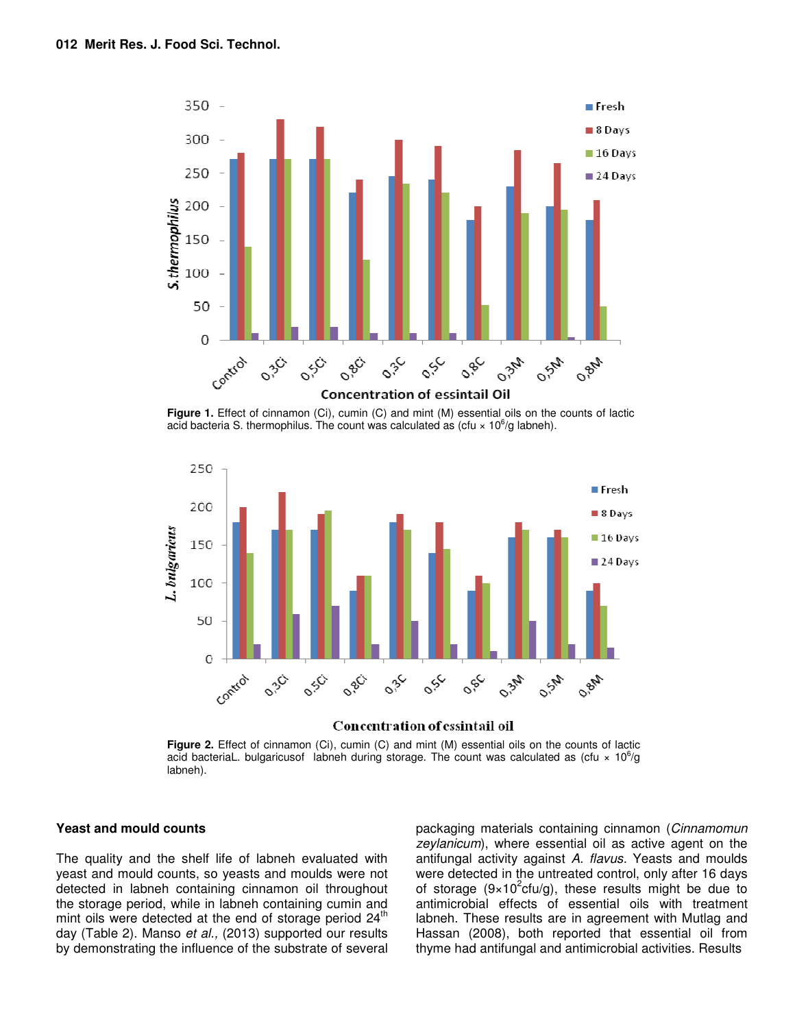Figure 1. Effect of cinnamon (Ci), cumin (C) and mint (M) essential oils on the counts of lactic acid bacteria S. thermophilus. The count was calculated as (cfu × $10^6$/g labneh).

Figure 2. Effect of cinnamon (Ci), cumin (C) and mint (M) essential oils on the counts of lactic acid bacteriaL. bulgaricusof labneh during storage. The count was calculated as (cfu × $10^6$/g labneh).

### Yeast and mould counts

The quality and the shelf life of labneh evaluated with yeast and mould counts, so yeasts and moulds were not detected in labneh containing cinnamon oil throughout the storage period, while in labneh containing cumin and mint oils were detected at the end of storage period 24$^{th}$ day (Table 2). Manso *et al.,* (2013) supported our results by demonstrating the influence of the substrate of several packaging materials containing cinnamon (*Cinnamomun zeylanicum*), where essential oil as active agent on the antifungal activity against *A. flavus.* Yeasts and moulds were detected in the untreated control, only after 16 days of storage ($9\times10^2$cfu/g), these results might be due to antimicrobial effects of essential oils with treatment labneh. These results are in agreement with Mutlag and Hassan (2008), both reported that essential oil from thyme had antifungal and antimicrobial activities. Results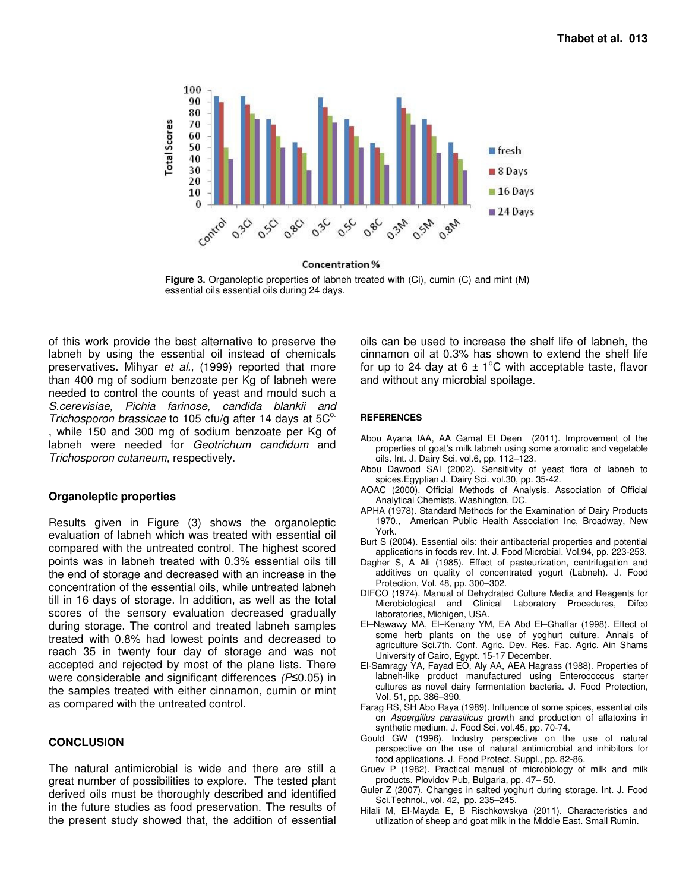Figure 3. Organoleptic properties of labneh treated with (Ci), cumin (C) and mint (M) essential oils essential oils during 24 days.

of this work provide the best alternative to preserve the labneh by using the essential oil instead of chemicals preservatives. Mihyar *et al.,* (1999) reported that more than 400 mg of sodium benzoate per Kg of labneh were needed to control the counts of yeast and mould such a *S.cerevisiae, Pichia farinose, candida blankii and Trichosporon brassicae* to 105 cfu/g after 14 days at 5C$^{o.}$, while 150 and 300 mg of sodium benzoate per Kg of labneh were needed for *Geotrichum candidum* and *Trichosporon cutaneum,* respectively.

### Organoleptic properties

Results given in Figure (3) shows the organoleptic evaluation of labneh which was treated with essential oil compared with the untreated control. The highest scored points was in labneh treated with 0.3% essential oils till the end of storage and decreased with an increase in the concentration of the essential oils, while untreated labneh till in 16 days of storage. In addition, as well as the total scores of the sensory evaluation decreased gradually during storage. The control and treated labneh samples treated with 0.8% had lowest points and decreased to reach 35 in twenty four day of storage and was not accepted and rejected by most of the plane lists. There were considerable and significant differences *(P≤0.05)* in the samples treated with either cinnamon, cumin or mint as compared with the untreated control.

## CONCLUSION

The natural antimicrobial is wide and there are still a great number of possibilities to explore. The tested plant derived oils must be thoroughly described and identified in the future studies as food preservation. The results of the present study showed that, the addition of essential oils can be used to increase the shelf life of labneh, the cinnamon oil at 0.3% has shown to extend the shelf life for up to 24 day at 6 ± 1°C with acceptable taste, flavor and without any microbial spoilage.

## REFERENCES

Abou Ayana IAA, AA Gamal El Deen (2011). Improvement of the properties of goat's milk labneh using some aromatic and vegetable oils. Int. J. Dairy Sci. vol.6, pp. 112–123.

Abou Dawood SAI (2002). Sensitivity of yeast flora of labneh to spices.Egyptian J. Dairy Sci. vol.30, pp. 35-42.

AOAC (2000). Official Methods of Analysis. Association of Official Analytical Chemists, Washington, DC.

APHA (1978). Standard Methods for the Examination of Dairy Products 1970., American Public Health Association Inc, Broadway, New York.

Burt S (2004). Essential oils: their antibacterial properties and potential applications in foods rev. Int. J. Food Microbial. Vol.94, pp. 223-253.

Dagher S, A Ali (1985). Effect of pasteurization, centrifugation and additives on quality of concentrated yogurt (Labneh). J. Food Protection, Vol. 48, pp. 300–302.

DIFCO (1974). Manual of Dehydrated Culture Media and Reagents for Microbiological and Clinical Laboratory Procedures, Difco laboratories, Michigen, USA.

El–Nawawy MA, El–Kenany YM, EA Abd El–Ghaffar (1998). Effect of some herb plants on the use of yoghurt culture. Annals of agriculture Sci.7th. Conf. Agric. Dev. Res. Fac. Agric. Ain Shams University of Cairo, Egypt. 15-17 December.

El-Samragy YA, Fayad EO, Aly AA, AEA Hagrass (1988). Properties of labneh-like product manufactured using Enterococcus starter cultures as novel dairy fermentation bacteria. J. Food Protection, Vol. 51, pp. 386–390.

Farag RS, SH Abo Raya (1989). Influence of some spices, essential oils on *Aspergillus parasiticus* growth and production of aflatoxins in synthetic medium. J. Food Sci. vol.45, pp. 70-74.

Gould GW (1996). Industry perspective on the use of natural perspective on the use of natural antimicrobial and inhibitors for food applications. J. Food Protect. Suppl., pp. 82-86.

Gruev P (1982). Practical manual of microbiology of milk and milk products. Plovidov Pub, Bulgaria, pp. 47– 50.

Guler Z (2007). Changes in salted yoghurt during storage. Int. J. Food Sci.Technol., vol. 42, pp. 235–245.

Hilali M, El-Mayda E, B Rischkowskya (2011). Characteristics and utilization of sheep and goat milk in the Middle East. Small Rumin.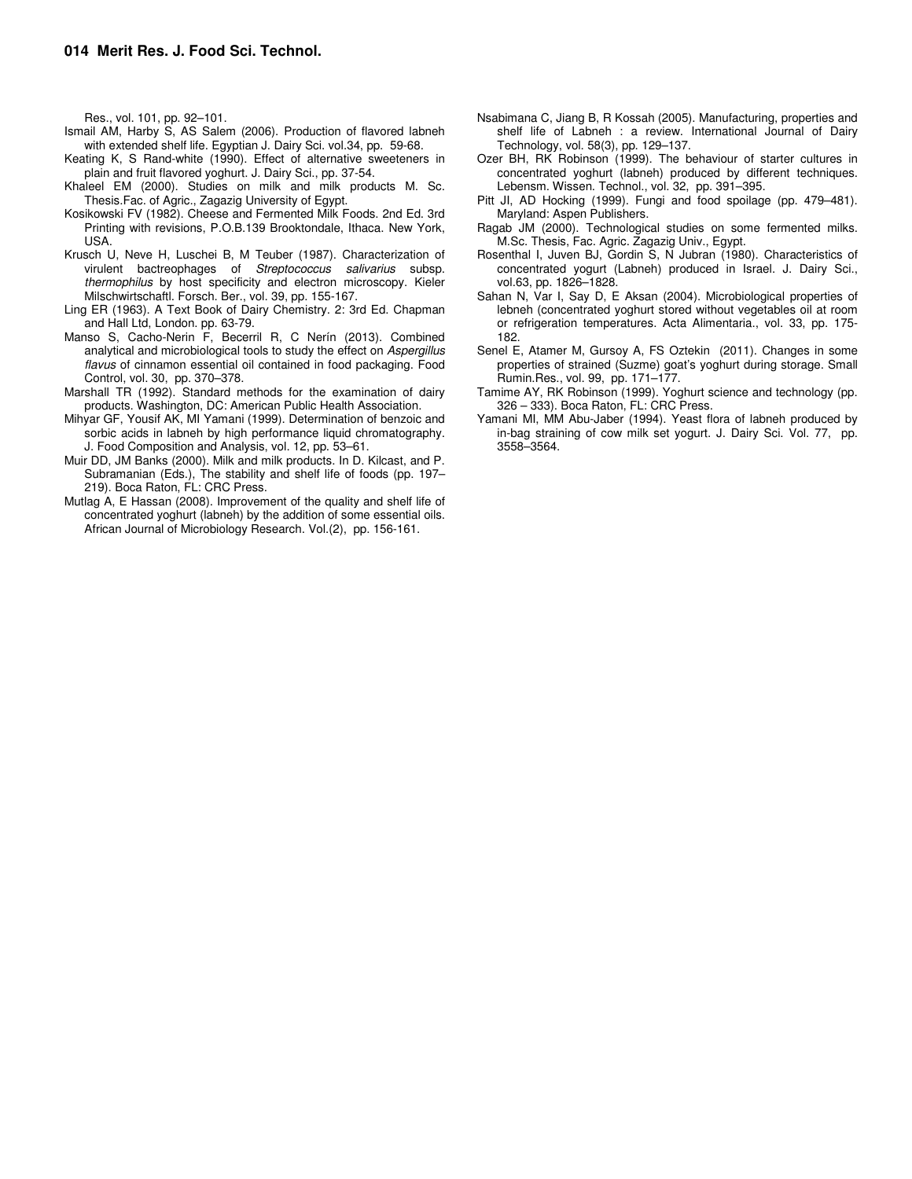Res., vol. 101, pp. 92–101.

Ismail AM, Harby S, AS Salem (2006). Production of flavored labneh with extended shelf life. Egyptian J. Dairy Sci. vol.34, pp. 59-68.

Keating K, S Rand-white (1990). Effect of alternative sweeteners in plain and fruit flavored yoghurt. J. Dairy Sci., pp. 37-54.

Khaleel EM (2000). Studies on milk and milk products M. Sc. Thesis.Fac. of Agric., Zagazig University of Egypt.

Kosikowski FV (1982). Cheese and Fermented Milk Foods. 2nd Ed. 3rd Printing with revisions, P.O.B.139 Brooktondale, Ithaca. New York, USA.

Krusch U, Neve H, Luschei B, M Teuber (1987). Characterization of virulent bactreophages of *Streptococcus salivarius* subsp. *thermophilus* by host specificity and electron microscopy. Kieler Milschwirtschaftl. Forsch. Ber., vol. 39, pp. 155-167.

Ling ER (1963). A Text Book of Dairy Chemistry. 2: 3rd Ed. Chapman and Hall Ltd, London. pp. 63-79.

Manso S, Cacho-Nerin F, Becerril R, C Nerín (2013). Combined analytical and microbiological tools to study the effect on *Aspergillus flavus* of cinnamon essential oil contained in food packaging. Food Control, vol. 30, pp. 370–378.

Marshall TR (1992). Standard methods for the examination of dairy products. Washington, DC: American Public Health Association.

Mihyar GF, Yousif AK, MI Yamani (1999). Determination of benzoic and sorbic acids in labneh by high performance liquid chromatography. J. Food Composition and Analysis, vol. 12, pp. 53–61.

Muir DD, JM Banks (2000). Milk and milk products. In D. Kilcast, and P. Subramanian (Eds.), The stability and shelf life of foods (pp. 197–219). Boca Raton, FL: CRC Press.

Mutlag A, E Hassan (2008). Improvement of the quality and shelf life of concentrated yoghurt (labneh) by the addition of some essential oils. African Journal of Microbiology Research. Vol.(2), pp. 156-161.

Nsabimana C, Jiang B, R Kossah (2005). Manufacturing, properties and shelf life of Labneh : a review. International Journal of Dairy Technology, vol. 58(3), pp. 129–137.

Ozer BH, RK Robinson (1999). The behaviour of starter cultures in concentrated yoghurt (labneh) produced by different techniques. Lebensm. Wissen. Technol., vol. 32, pp. 391–395.

Pitt JI, AD Hocking (1999). Fungi and food spoilage (pp. 479–481). Maryland: Aspen Publishers.

Ragab JM (2000). Technological studies on some fermented milks. M.Sc. Thesis, Fac. Agric. Zagazig Univ., Egypt.

Rosenthal I, Juven BJ, Gordin S, N Jubran (1980). Characteristics of concentrated yogurt (Labneh) produced in Israel. J. Dairy Sci., vol.63, pp. 1826–1828.

Sahan N, Var I, Say D, E Aksan (2004). Microbiological properties of lebneh (concentrated yoghurt stored without vegetables oil at room or refrigeration temperatures. Acta Alimentaria., vol. 33, pp. 175-182.

Senel E, Atamer M, Gursoy A, FS Oztekin (2011). Changes in some properties of strained (Suzme) goat's yoghurt during storage. Small Rumin.Res., vol. 99, pp. 171–177.

Tamime AY, RK Robinson (1999). Yoghurt science and technology (pp. 326 – 333). Boca Raton, FL: CRC Press.

Yamani MI, MM Abu-Jaber (1994). Yeast flora of labneh produced by in-bag straining of cow milk set yogurt. J. Dairy Sci. Vol. 77, pp. 3558–3564.